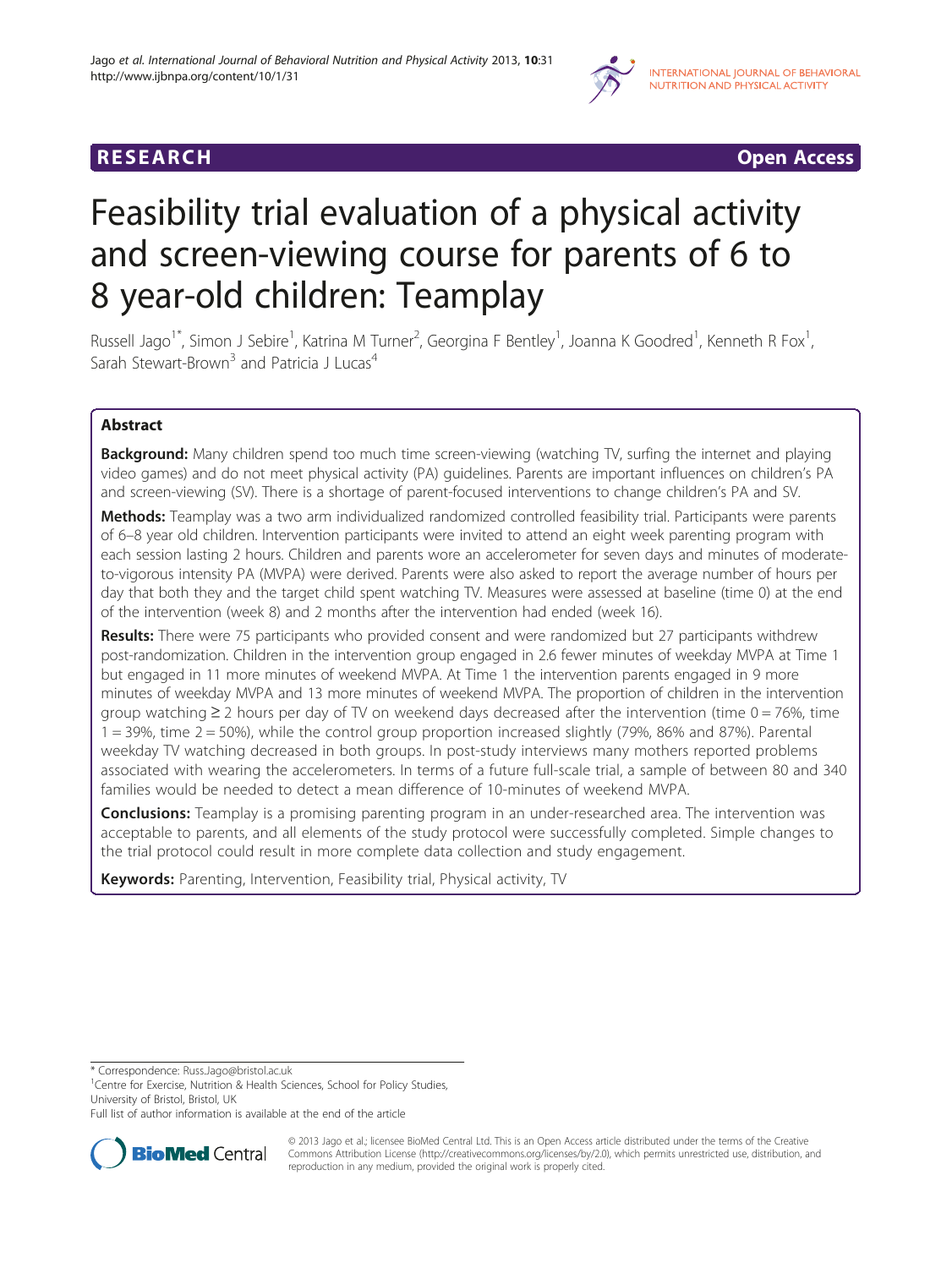**RESEARCH Open Access**

# Feasibility trial evaluation of a physical activity and screen-viewing course for parents of 6 to 8 year-old children: Teamplay

Russell Jago[1*], Simon J Sebire[1], Katrina M Turner[2], Georgina F Bentley[1], Joanna K Goodred[1], Kenneth R Fox[1], Sarah Stewart-Brown[3] and Patricia J Lucas[4]

## Abstract

**Background:** Many children spend too much time screen-viewing (watching TV, surfing the internet and playing video games) and do not meet physical activity (PA) guidelines. Parents are important influences on children's PA and screen-viewing (SV). There is a shortage of parent-focused interventions to change children's PA and SV.

**Methods:** Teamplay was a two arm individualized randomized controlled feasibility trial. Participants were parents of 6–8 year old children. Intervention participants were invited to attend an eight week parenting program with each session lasting 2 hours. Children and parents wore an accelerometer for seven days and minutes of moderate-to-vigorous intensity PA (MVPA) were derived. Parents were also asked to report the average number of hours per day that both they and the target child spent watching TV. Measures were assessed at baseline (time 0) at the end of the intervention (week 8) and 2 months after the intervention had ended (week 16).

**Results:** There were 75 participants who provided consent and were randomized but 27 participants withdrew post-randomization. Children in the intervention group engaged in 2.6 fewer minutes of weekday MVPA at Time 1 but engaged in 11 more minutes of weekend MVPA. At Time 1 the intervention parents engaged in 9 more minutes of weekday MVPA and 13 more minutes of weekend MVPA. The proportion of children in the intervention group watching ≥ 2 hours per day of TV on weekend days decreased after the intervention (time 0 = 76%, time 1 = 39%, time 2 = 50%), while the control group proportion increased slightly (79%, 86% and 87%). Parental weekday TV watching decreased in both groups. In post-study interviews many mothers reported problems associated with wearing the accelerometers. In terms of a future full-scale trial, a sample of between 80 and 340 families would be needed to detect a mean difference of 10-minutes of weekend MVPA.

**Conclusions:** Teamplay is a promising parenting program in an under-researched area. The intervention was acceptable to parents, and all elements of the study protocol were successfully completed. Simple changes to the trial protocol could result in more complete data collection and study engagement.

**Keywords:** Parenting, Intervention, Feasibility trial, Physical activity, TV

---

* Correspondence: Russ.Jago@bristol.ac.uk
[1]Centre for Exercise, Nutrition & Health Sciences, School for Policy Studies, University of Bristol, Bristol, UK
Full list of author information is available at the end of the article

© 2013 Jago et al.; licensee BioMed Central Ltd. This is an Open Access article distributed under the terms of the Creative Commons Attribution License (http://creativecommons.org/licenses/by/2.0), which permits unrestricted use, distribution, and reproduction in any medium, provided the original work is properly cited.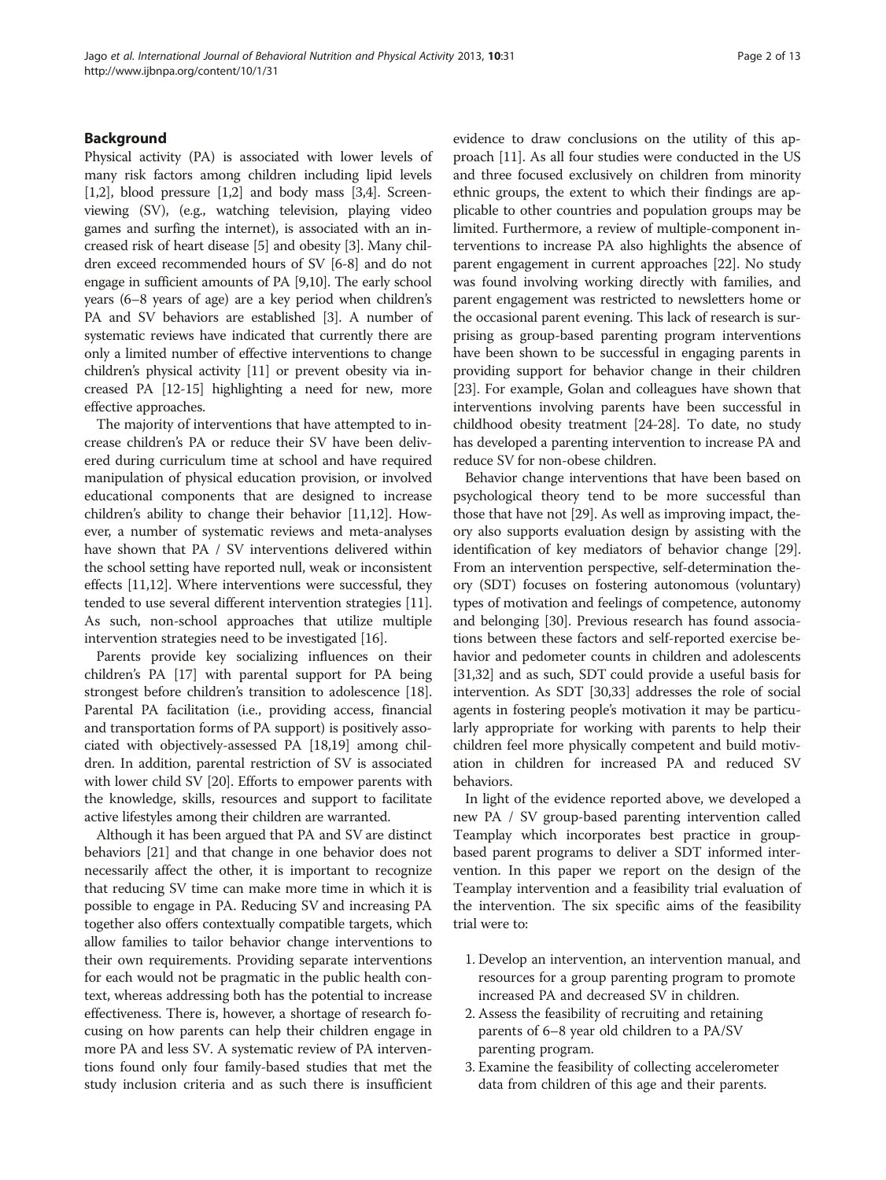## Background

Physical activity (PA) is associated with lower levels of many risk factors among children including lipid levels [1,2], blood pressure [1,2] and body mass [3,4]. Screen-viewing (SV), (e.g., watching television, playing video games and surfing the internet), is associated with an increased risk of heart disease [5] and obesity [3]. Many children exceed recommended hours of SV [6-8] and do not engage in sufficient amounts of PA [9,10]. The early school years (6–8 years of age) are a key period when children's PA and SV behaviors are established [3]. A number of systematic reviews have indicated that currently there are only a limited number of effective interventions to change children's physical activity [11] or prevent obesity via increased PA [12-15] highlighting a need for new, more effective approaches.

The majority of interventions that have attempted to increase children's PA or reduce their SV have been delivered during curriculum time at school and have required manipulation of physical education provision, or involved educational components that are designed to increase children's ability to change their behavior [11,12]. However, a number of systematic reviews and meta-analyses have shown that PA / SV interventions delivered within the school setting have reported null, weak or inconsistent effects [11,12]. Where interventions were successful, they tended to use several different intervention strategies [11]. As such, non-school approaches that utilize multiple intervention strategies need to be investigated [16].

Parents provide key socializing influences on their children's PA [17] with parental support for PA being strongest before children's transition to adolescence [18]. Parental PA facilitation (i.e., providing access, financial and transportation forms of PA support) is positively associated with objectively-assessed PA [18,19] among children. In addition, parental restriction of SV is associated with lower child SV [20]. Efforts to empower parents with the knowledge, skills, resources and support to facilitate active lifestyles among their children are warranted.

Although it has been argued that PA and SV are distinct behaviors [21] and that change in one behavior does not necessarily affect the other, it is important to recognize that reducing SV time can make more time in which it is possible to engage in PA. Reducing SV and increasing PA together also offers contextually compatible targets, which allow families to tailor behavior change interventions to their own requirements. Providing separate interventions for each would not be pragmatic in the public health context, whereas addressing both has the potential to increase effectiveness. There is, however, a shortage of research focusing on how parents can help their children engage in more PA and less SV. A systematic review of PA interventions found only four family-based studies that met the study inclusion criteria and as such there is insufficient evidence to draw conclusions on the utility of this approach [11]. As all four studies were conducted in the US and three focused exclusively on children from minority ethnic groups, the extent to which their findings are applicable to other countries and population groups may be limited. Furthermore, a review of multiple-component interventions to increase PA also highlights the absence of parent engagement in current approaches [22]. No study was found involving working directly with families, and parent engagement was restricted to newsletters home or the occasional parent evening. This lack of research is surprising as group-based parenting program interventions have been shown to be successful in engaging parents in providing support for behavior change in their children [23]. For example, Golan and colleagues have shown that interventions involving parents have been successful in childhood obesity treatment [24-28]. To date, no study has developed a parenting intervention to increase PA and reduce SV for non-obese children.

Behavior change interventions that have been based on psychological theory tend to be more successful than those that have not [29]. As well as improving impact, theory also supports evaluation design by assisting with the identification of key mediators of behavior change [29]. From an intervention perspective, self-determination theory (SDT) focuses on fostering autonomous (voluntary) types of motivation and feelings of competence, autonomy and belonging [30]. Previous research has found associations between these factors and self-reported exercise behavior and pedometer counts in children and adolescents [31,32] and as such, SDT could provide a useful basis for intervention. As SDT [30,33] addresses the role of social agents in fostering people's motivation it may be particularly appropriate for working with parents to help their children feel more physically competent and build motivation in children for increased PA and reduced SV behaviors.

In light of the evidence reported above, we developed a new PA / SV group-based parenting intervention called Teamplay which incorporates best practice in group-based parent programs to deliver a SDT informed intervention. In this paper we report on the design of the Teamplay intervention and a feasibility trial evaluation of the intervention. The six specific aims of the feasibility trial were to:

1. Develop an intervention, an intervention manual, and resources for a group parenting program to promote increased PA and decreased SV in children.
2. Assess the feasibility of recruiting and retaining parents of 6–8 year old children to a PA/SV parenting program.
3. Examine the feasibility of collecting accelerometer data from children of this age and their parents.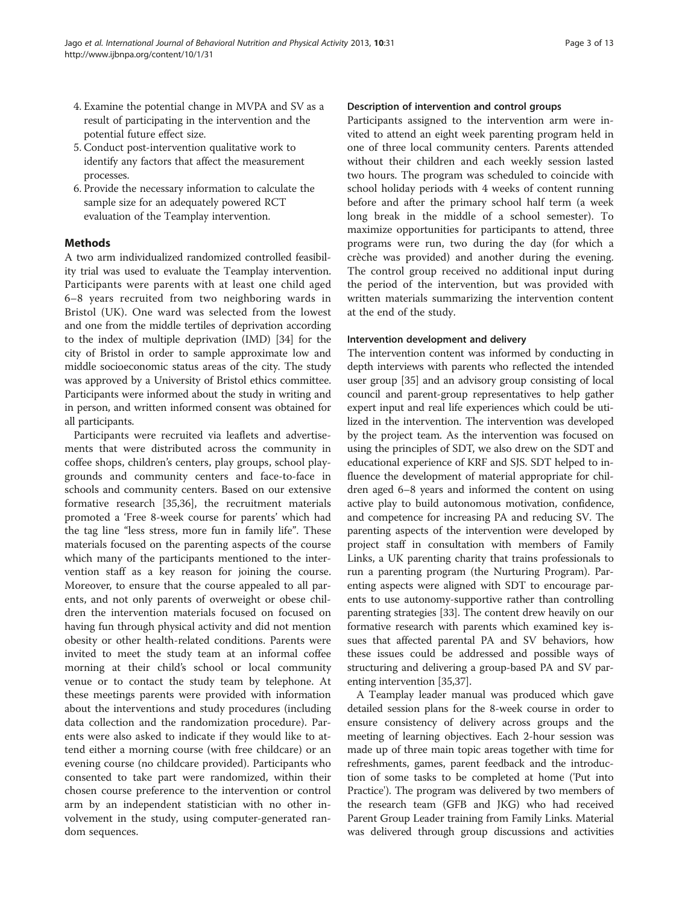4. Examine the potential change in MVPA and SV as a result of participating in the intervention and the potential future effect size.
5. Conduct post-intervention qualitative work to identify any factors that affect the measurement processes.
6. Provide the necessary information to calculate the sample size for an adequately powered RCT evaluation of the Teamplay intervention.

## Methods

A two arm individualized randomized controlled feasibility trial was used to evaluate the Teamplay intervention. Participants were parents with at least one child aged 6–8 years recruited from two neighboring wards in Bristol (UK). One ward was selected from the lowest and one from the middle tertiles of deprivation according to the index of multiple deprivation (IMD) [34] for the city of Bristol in order to sample approximate low and middle socioeconomic status areas of the city. The study was approved by a University of Bristol ethics committee. Participants were informed about the study in writing and in person, and written informed consent was obtained for all participants.

Participants were recruited via leaflets and advertisements that were distributed across the community in coffee shops, children's centers, play groups, school playgrounds and community centers and face-to-face in schools and community centers. Based on our extensive formative research [35,36], the recruitment materials promoted a 'Free 8-week course for parents' which had the tag line "less stress, more fun in family life". These materials focused on the parenting aspects of the course which many of the participants mentioned to the intervention staff as a key reason for joining the course. Moreover, to ensure that the course appealed to all parents, and not only parents of overweight or obese children the intervention materials focused on focused on having fun through physical activity and did not mention obesity or other health-related conditions. Parents were invited to meet the study team at an informal coffee morning at their child's school or local community venue or to contact the study team by telephone. At these meetings parents were provided with information about the interventions and study procedures (including data collection and the randomization procedure). Parents were also asked to indicate if they would like to attend either a morning course (with free childcare) or an evening course (no childcare provided). Participants who consented to take part were randomized, within their chosen course preference to the intervention or control arm by an independent statistician with no other involvement in the study, using computer-generated random sequences.

### Description of intervention and control groups

Participants assigned to the intervention arm were invited to attend an eight week parenting program held in one of three local community centers. Parents attended without their children and each weekly session lasted two hours. The program was scheduled to coincide with school holiday periods with 4 weeks of content running before and after the primary school half term (a week long break in the middle of a school semester). To maximize opportunities for participants to attend, three programs were run, two during the day (for which a crèche was provided) and another during the evening. The control group received no additional input during the period of the intervention, but was provided with written materials summarizing the intervention content at the end of the study.

### Intervention development and delivery

The intervention content was informed by conducting in depth interviews with parents who reflected the intended user group [35] and an advisory group consisting of local council and parent-group representatives to help gather expert input and real life experiences which could be utilized in the intervention. The intervention was developed by the project team. As the intervention was focused on using the principles of SDT, we also drew on the SDT and educational experience of KRF and SJS. SDT helped to influence the development of material appropriate for children aged 6–8 years and informed the content on using active play to build autonomous motivation, confidence, and competence for increasing PA and reducing SV. The parenting aspects of the intervention were developed by project staff in consultation with members of Family Links, a UK parenting charity that trains professionals to run a parenting program (the Nurturing Program). Parenting aspects were aligned with SDT to encourage parents to use autonomy-supportive rather than controlling parenting strategies [33]. The content drew heavily on our formative research with parents which examined key issues that affected parental PA and SV behaviors, how these issues could be addressed and possible ways of structuring and delivering a group-based PA and SV parenting intervention [35,37].

A Teamplay leader manual was produced which gave detailed session plans for the 8-week course in order to ensure consistency of delivery across groups and the meeting of learning objectives. Each 2-hour session was made up of three main topic areas together with time for refreshments, games, parent feedback and the introduction of some tasks to be completed at home ('Put into Practice'). The program was delivered by two members of the research team (GFB and JKG) who had received Parent Group Leader training from Family Links. Material was delivered through group discussions and activities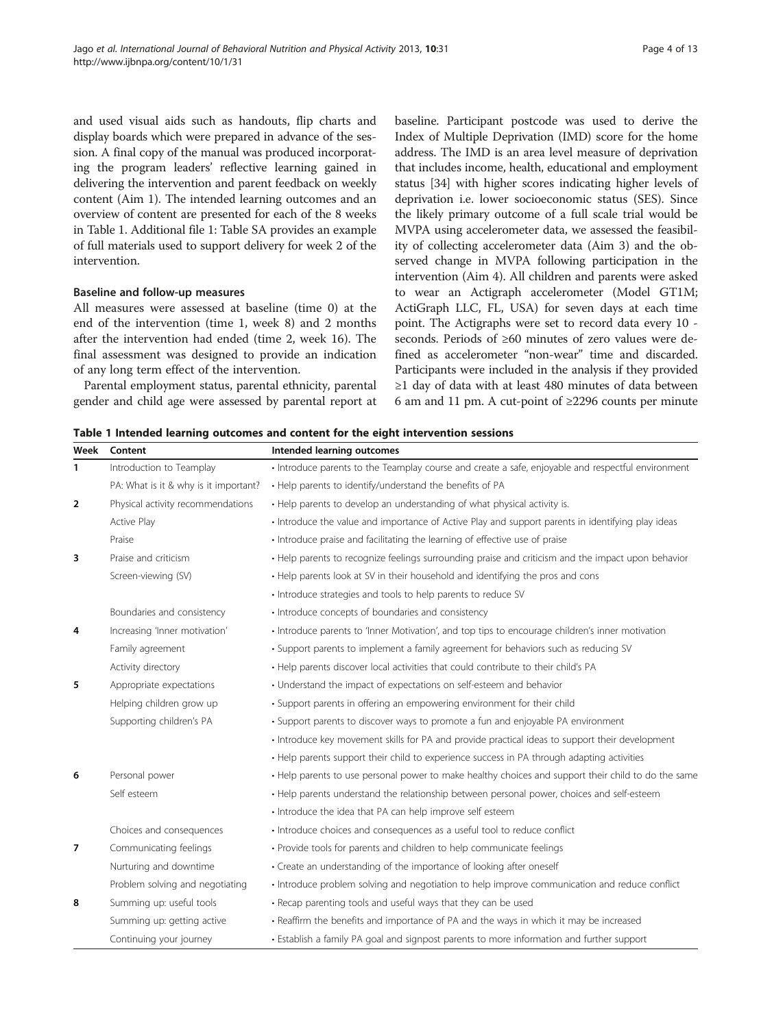and used visual aids such as handouts, flip charts and display boards which were prepared in advance of the session. A final copy of the manual was produced incorporating the program leaders' reflective learning gained in delivering the intervention and parent feedback on weekly content (Aim 1). The intended learning outcomes and an overview of content are presented for each of the 8 weeks in Table 1. Additional file 1: Table SA provides an example of full materials used to support delivery for week 2 of the intervention.

### Baseline and follow-up measures

All measures were assessed at baseline (time 0) at the end of the intervention (time 1, week 8) and 2 months after the intervention had ended (time 2, week 16). The final assessment was designed to provide an indication of any long term effect of the intervention.

Parental employment status, parental ethnicity, parental gender and child age were assessed by parental report at baseline. Participant postcode was used to derive the Index of Multiple Deprivation (IMD) score for the home address. The IMD is an area level measure of deprivation that includes income, health, educational and employment status [34] with higher scores indicating higher levels of deprivation i.e. lower socioeconomic status (SES). Since the likely primary outcome of a full scale trial would be MVPA using accelerometer data, we assessed the feasibility of collecting accelerometer data (Aim 3) and the observed change in MVPA following participation in the intervention (Aim 4). All children and parents were asked to wear an Actigraph accelerometer (Model GT1M; ActiGraph LLC, FL, USA) for seven days at each time point. The Actigraphs were set to record data every 10 - seconds. Periods of ≥60 minutes of zero values were defined as accelerometer "non-wear" time and discarded. Participants were included in the analysis if they provided ≥1 day of data with at least 480 minutes of data between 6 am and 11 pm. A cut-point of ≥2296 counts per minute

**Table 1 Intended learning outcomes and content for the eight intervention sessions**

| Week | Content | Intended learning outcomes |
|---|---|---|
| 1 | Introduction to Teamplay | • Introduce parents to the Teamplay course and create a safe, enjoyable and respectful environment |
| | PA: What is it & why is it important? | • Help parents to identify/understand the benefits of PA |
| 2 | Physical activity recommendations | • Help parents to develop an understanding of what physical activity is. |
| | Active Play | • Introduce the value and importance of Active Play and support parents in identifying play ideas |
| | Praise | • Introduce praise and facilitating the learning of effective use of praise |
| 3 | Praise and criticism | • Help parents to recognize feelings surrounding praise and criticism and the impact upon behavior |
| | Screen-viewing (SV) | • Help parents look at SV in their household and identifying the pros and cons |
| | | • Introduce strategies and tools to help parents to reduce SV |
| | Boundaries and consistency | • Introduce concepts of boundaries and consistency |
| 4 | Increasing 'Inner motivation' | • Introduce parents to 'Inner Motivation', and top tips to encourage children's inner motivation |
| | Family agreement | • Support parents to implement a family agreement for behaviors such as reducing SV |
| | Activity directory | • Help parents discover local activities that could contribute to their child's PA |
| 5 | Appropriate expectations | • Understand the impact of expectations on self-esteem and behavior |
| | Helping children grow up | • Support parents in offering an empowering environment for their child |
| | Supporting children's PA | • Support parents to discover ways to promote a fun and enjoyable PA environment |
| | | • Introduce key movement skills for PA and provide practical ideas to support their development |
| | | • Help parents support their child to experience success in PA through adapting activities |
| 6 | Personal power | • Help parents to use personal power to make healthy choices and support their child to do the same |
| | Self esteem | • Help parents understand the relationship between personal power, choices and self-esteem |
| | | • Introduce the idea that PA can help improve self esteem |
| | Choices and consequences | • Introduce choices and consequences as a useful tool to reduce conflict |
| 7 | Communicating feelings | • Provide tools for parents and children to help communicate feelings |
| | Nurturing and downtime | • Create an understanding of the importance of looking after oneself |
| | Problem solving and negotiating | • Introduce problem solving and negotiation to help improve communication and reduce conflict |
| 8 | Summing up: useful tools | • Recap parenting tools and useful ways that they can be used |
| | Summing up: getting active | • Reaffirm the benefits and importance of PA and the ways in which it may be increased |
| | Continuing your journey | • Establish a family PA goal and signpost parents to more information and further support |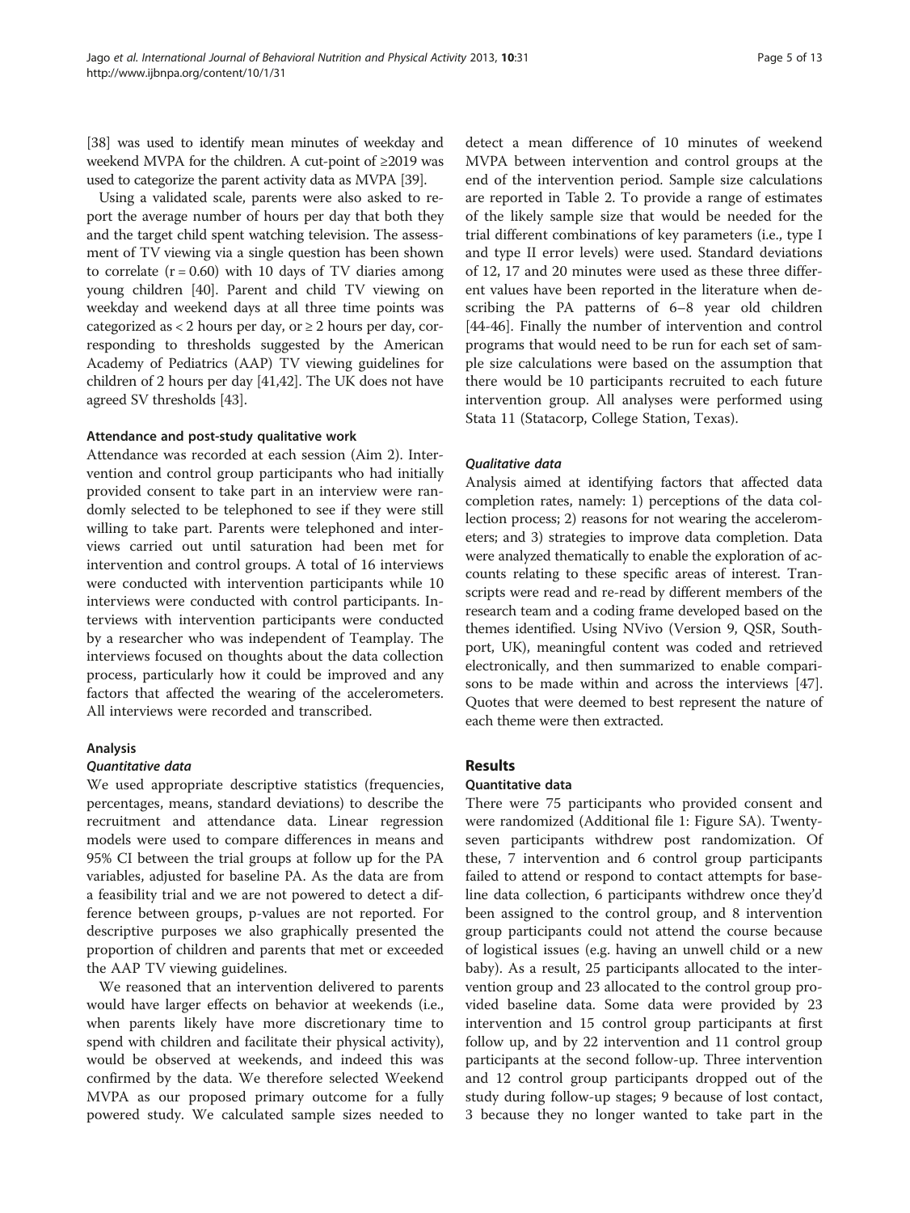[38] was used to identify mean minutes of weekday and weekend MVPA for the children. A cut-point of ≥2019 was used to categorize the parent activity data as MVPA [39].

Using a validated scale, parents were also asked to report the average number of hours per day that both they and the target child spent watching television. The assessment of TV viewing via a single question has been shown to correlate ($r = 0.60$) with 10 days of TV diaries among young children [40]. Parent and child TV viewing on weekday and weekend days at all three time points was categorized as < 2 hours per day, or ≥ 2 hours per day, corresponding to thresholds suggested by the American Academy of Pediatrics (AAP) TV viewing guidelines for children of 2 hours per day [41,42]. The UK does not have agreed SV thresholds [43].

#### Attendance and post-study qualitative work

Attendance was recorded at each session (Aim 2). Intervention and control group participants who had initially provided consent to take part in an interview were randomly selected to be telephoned to see if they were still willing to take part. Parents were telephoned and interviews carried out until saturation had been met for intervention and control groups. A total of 16 interviews were conducted with intervention participants while 10 interviews were conducted with control participants. Interviews with intervention participants were conducted by a researcher who was independent of Teamplay. The interviews focused on thoughts about the data collection process, particularly how it could be improved and any factors that affected the wearing of the accelerometers. All interviews were recorded and transcribed.

### Analysis

#### *Quantitative data*

We used appropriate descriptive statistics (frequencies, percentages, means, standard deviations) to describe the recruitment and attendance data. Linear regression models were used to compare differences in means and 95% CI between the trial groups at follow up for the PA variables, adjusted for baseline PA. As the data are from a feasibility trial and we are not powered to detect a difference between groups, p-values are not reported. For descriptive purposes we also graphically presented the proportion of children and parents that met or exceeded the AAP TV viewing guidelines.

We reasoned that an intervention delivered to parents would have larger effects on behavior at weekends (i.e., when parents likely have more discretionary time to spend with children and facilitate their physical activity), would be observed at weekends, and indeed this was confirmed by the data. We therefore selected Weekend MVPA as our proposed primary outcome for a fully powered study. We calculated sample sizes needed to detect a mean difference of 10 minutes of weekend MVPA between intervention and control groups at the end of the intervention period. Sample size calculations are reported in Table 2. To provide a range of estimates of the likely sample size that would be needed for the trial different combinations of key parameters (i.e., type I and type II error levels) were used. Standard deviations of 12, 17 and 20 minutes were used as these three different values have been reported in the literature when describing the PA patterns of 6–8 year old children [44-46]. Finally the number of intervention and control programs that would need to be run for each set of sample size calculations were based on the assumption that there would be 10 participants recruited to each future intervention group. All analyses were performed using Stata 11 (Statacorp, College Station, Texas).

#### *Qualitative data*

Analysis aimed at identifying factors that affected data completion rates, namely: 1) perceptions of the data collection process; 2) reasons for not wearing the accelerometers; and 3) strategies to improve data completion. Data were analyzed thematically to enable the exploration of accounts relating to these specific areas of interest. Transcripts were read and re-read by different members of the research team and a coding frame developed based on the themes identified. Using NVivo (Version 9, QSR, Southport, UK), meaningful content was coded and retrieved electronically, and then summarized to enable comparisons to be made within and across the interviews [47]. Quotes that were deemed to best represent the nature of each theme were then extracted.

## Results

### Quantitative data

There were 75 participants who provided consent and were randomized (Additional file 1: Figure SA). Twenty-seven participants withdrew post randomization. Of these, 7 intervention and 6 control group participants failed to attend or respond to contact attempts for baseline data collection, 6 participants withdrew once they'd been assigned to the control group, and 8 intervention group participants could not attend the course because of logistical issues (e.g. having an unwell child or a new baby). As a result, 25 participants allocated to the intervention group and 23 allocated to the control group provided baseline data. Some data were provided by 23 intervention and 15 control group participants at first follow up, and by 22 intervention and 11 control group participants at the second follow-up. Three intervention and 12 control group participants dropped out of the study during follow-up stages; 9 because of lost contact, 3 because they no longer wanted to take part in the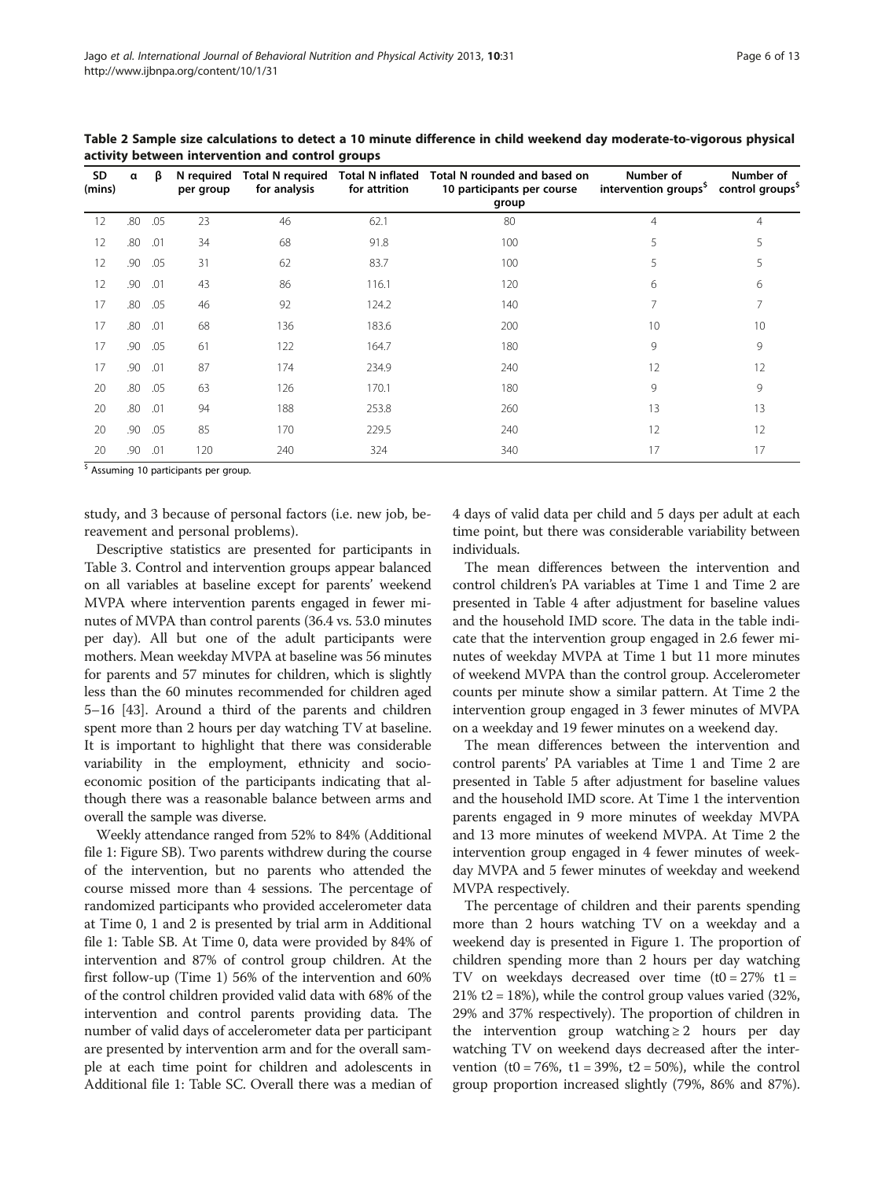Table 2 Sample size calculations to detect a 10 minute difference in child weekend day moderate-to-vigorous physical activity between intervention and control groups

| SD (mins) | α | β | N required per group | Total N required for analysis | Total N inflated for attrition | Total N rounded and based on 10 participants per course group | Number of intervention groups[$] | Number of control groups[$] |
|---|---|---|---|---|---|---|---|---|
| 12 | .80 | .05 | 23 | 46 | 62.1 | 80 | 4 | 4 |
| 12 | .80 | .01 | 34 | 68 | 91.8 | 100 | 5 | 5 |
| 12 | .90 | .05 | 31 | 62 | 83.7 | 100 | 5 | 5 |
| 12 | .90 | .01 | 43 | 86 | 116.1 | 120 | 6 | 6 |
| 17 | .80 | .05 | 46 | 92 | 124.2 | 140 | 7 | 7 |
| 17 | .80 | .01 | 68 | 136 | 183.6 | 200 | 10 | 10 |
| 17 | .90 | .05 | 61 | 122 | 164.7 | 180 | 9 | 9 |
| 17 | .90 | .01 | 87 | 174 | 234.9 | 240 | 12 | 12 |
| 20 | .80 | .05 | 63 | 126 | 170.1 | 180 | 9 | 9 |
| 20 | .80 | .01 | 94 | 188 | 253.8 | 260 | 13 | 13 |
| 20 | .90 | .05 | 85 | 170 | 229.5 | 240 | 12 | 12 |
| 20 | .90 | .01 | 120 | 240 | 324 | 340 | 17 | 17 |

[$] Assuming 10 participants per group.

study, and 3 because of personal factors (i.e. new job, bereavement and personal problems).

Descriptive statistics are presented for participants in Table 3. Control and intervention groups appear balanced on all variables at baseline except for parents' weekend MVPA where intervention parents engaged in fewer minutes of MVPA than control parents (36.4 vs. 53.0 minutes per day). All but one of the adult participants were mothers. Mean weekday MVPA at baseline was 56 minutes for parents and 57 minutes for children, which is slightly less than the 60 minutes recommended for children aged 5–16 [43]. Around a third of the parents and children spent more than 2 hours per day watching TV at baseline. It is important to highlight that there was considerable variability in the employment, ethnicity and socioeconomic position of the participants indicating that although there was a reasonable balance between arms and overall the sample was diverse.

Weekly attendance ranged from 52% to 84% (Additional file 1: Figure SB). Two parents withdrew during the course of the intervention, but no parents who attended the course missed more than 4 sessions. The percentage of randomized participants who provided accelerometer data at Time 0, 1 and 2 is presented by trial arm in Additional file 1: Table SB. At Time 0, data were provided by 84% of intervention and 87% of control group children. At the first follow-up (Time 1) 56% of the intervention and 60% of the control children provided valid data with 68% of the intervention and control parents providing data. The number of valid days of accelerometer data per participant are presented by intervention arm and for the overall sample at each time point for children and adolescents in Additional file 1: Table SC. Overall there was a median of 4 days of valid data per child and 5 days per adult at each time point, but there was considerable variability between individuals.

The mean differences between the intervention and control children's PA variables at Time 1 and Time 2 are presented in Table 4 after adjustment for baseline values and the household IMD score. The data in the table indicate that the intervention group engaged in 2.6 fewer minutes of weekday MVPA at Time 1 but 11 more minutes of weekend MVPA than the control group. Accelerometer counts per minute show a similar pattern. At Time 2 the intervention group engaged in 3 fewer minutes of MVPA on a weekday and 19 fewer minutes on a weekend day.

The mean differences between the intervention and control parents' PA variables at Time 1 and Time 2 are presented in Table 5 after adjustment for baseline values and the household IMD score. At Time 1 the intervention parents engaged in 9 more minutes of weekday MVPA and 13 more minutes of weekend MVPA. At Time 2 the intervention group engaged in 4 fewer minutes of weekday MVPA and 5 fewer minutes of weekday and weekend MVPA respectively.

The percentage of children and their parents spending more than 2 hours watching TV on a weekday and a weekend day is presented in Figure 1. The proportion of children spending more than 2 hours per day watching TV on weekdays decreased over time (t0 = 27% t1 = 21% t2 = 18%), while the control group values varied (32%, 29% and 37% respectively). The proportion of children in the intervention group watching ≥ 2 hours per day watching TV on weekend days decreased after the intervention (t0 = 76%, t1 = 39%, t2 = 50%), while the control group proportion increased slightly (79%, 86% and 87%).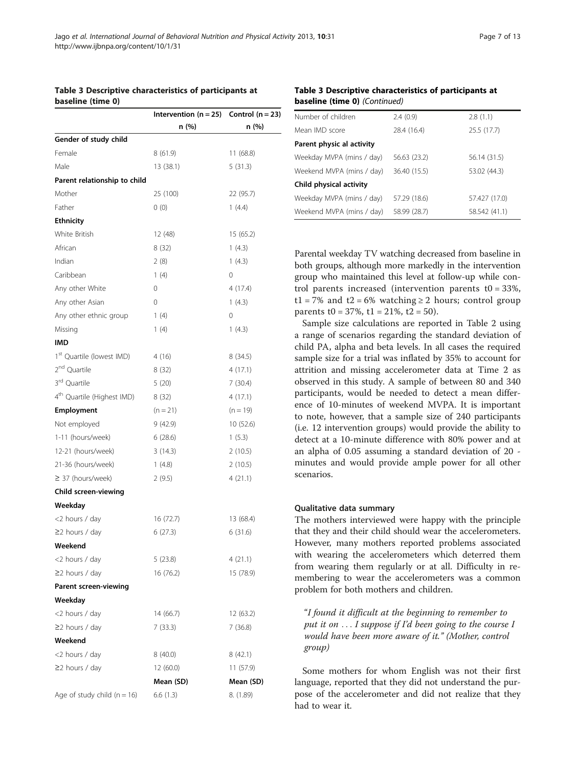**Table 3 Descriptive characteristics of participants at baseline (time 0)**

| | Intervention (n = 25) | Control (n = 23) |
|---|---|---|
| | n (%) | n (%) |
| **Gender of study child** | | |
| Female | 8 (61.9) | 11 (68.8) |
| Male | 13 (38.1) | 5 (31.3) |
| **Parent relationship to child** | | |
| Mother | 25 (100) | 22 (95.7) |
| Father | 0 (0) | 1 (4.4) |
| **Ethnicity** | | |
| White British | 12 (48) | 15 (65.2) |
| African | 8 (32) | 1 (4.3) |
| Indian | 2 (8) | 1 (4.3) |
| Caribbean | 1 (4) | 0 |
| Any other White | 0 | 4 (17.4) |
| Any other Asian | 0 | 1 (4.3) |
| Any other ethnic group | 1 (4) | 0 |
| Missing | 1 (4) | 1 (4.3) |
| **IMD** | | |
| 1st Quartile (lowest IMD) | 4 (16) | 8 (34.5) |
| 2nd Quartile | 8 (32) | 4 (17.1) |
| 3rd Quartile | 5 (20) | 7 (30.4) |
| 4th Quartile (Highest IMD) | 8 (32) | 4 (17.1) |
| **Employment** | (n = 21) | (n = 19) |
| Not employed | 9 (42.9) | 10 (52.6) |
| 1-11 (hours/week) | 6 (28.6) | 1 (5.3) |
| 12-21 (hours/week) | 3 (14.3) | 2 (10.5) |
| 21-36 (hours/week) | 1 (4.8) | 2 (10.5) |
| ≥ 37 (hours/week) | 2 (9.5) | 4 (21.1) |
| **Child screen-viewing** | | |
| **Weekday** | | |
| <2 hours / day | 16 (72.7) | 13 (68.4) |
| ≥2 hours / day | 6 (27.3) | 6 (31.6) |
| **Weekend** | | |
| <2 hours / day | 5 (23.8) | 4 (21.1) |
| ≥2 hours / day | 16 (76.2) | 15 (78.9) |
| **Parent screen-viewing** | | |
| **Weekday** | | |
| <2 hours / day | 14 (66.7) | 12 (63.2) |
| ≥2 hours / day | 7 (33.3) | 7 (36.8) |
| **Weekend** | | |
| <2 hours / day | 8 (40.0) | 8 (42.1) |
| ≥2 hours / day | 12 (60.0) | 11 (57.9) |
| | **Mean (SD)** | **Mean (SD)** |
| Age of study child (n = 16) | 6.6 (1.3) | 8. (1.89) |
| Number of children | 2.4 (0.9) | 2.8 (1.1) |
| Mean IMD score | 28.4 (16.4) | 25.5 (17.7) |
| **Parent physic al activity** | | |
| Weekday MVPA (mins / day) | 56.63 (23.2) | 56.14 (31.5) |
| Weekend MVPA (mins / day) | 36.40 (15.5) | 53.02 (44.3) |
| **Child physical activity** | | |
| Weekday MVPA (mins / day) | 57.29 (18.6) | 57.427 (17.0) |
| Weekend MVPA (mins / day) | 58.99 (28.7) | 58.542 (41.1) |

Parental weekday TV watching decreased from baseline in both groups, although more markedly in the intervention group who maintained this level at follow-up while control parents increased (intervention parents t0 = 33%, t1 = 7% and t2 = 6% watching ≥ 2 hours; control group parents t0 = 37%, t1 = 21%, t2 = 50).

Sample size calculations are reported in Table 2 using a range of scenarios regarding the standard deviation of child PA, alpha and beta levels. In all cases the required sample size for a trial was inflated by 35% to account for attrition and missing accelerometer data at Time 2 as observed in this study. A sample of between 80 and 340 participants, would be needed to detect a mean difference of 10-minutes of weekend MVPA. It is important to note, however, that a sample size of 240 participants (i.e. 12 intervention groups) would provide the ability to detect at a 10-minute difference with 80% power and at an alpha of 0.05 assuming a standard deviation of 20 - minutes and would provide ample power for all other scenarios.

### Qualitative data summary

The mothers interviewed were happy with the principle that they and their child should wear the accelerometers. However, many mothers reported problems associated with wearing the accelerometers which deterred them from wearing them regularly or at all. Difficulty in remembering to wear the accelerometers was a common problem for both mothers and children.

> *"I found it difficult at the beginning to remember to put it on … I suppose if I'd been going to the course I would have been more aware of it." (Mother, control group)*

Some mothers for whom English was not their first language, reported that they did not understand the purpose of the accelerometer and did not realize that they had to wear it.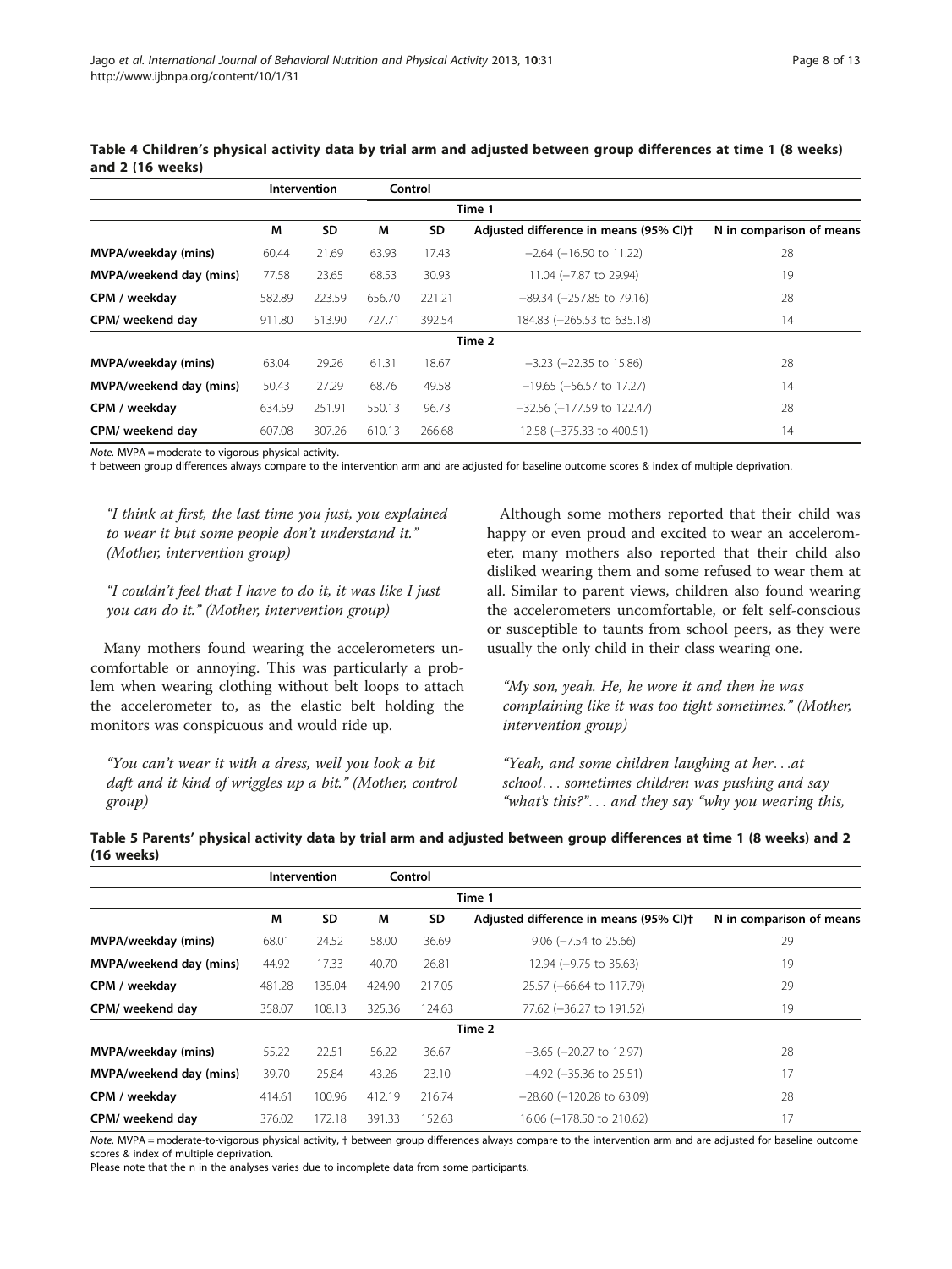**Table 4 Children's physical activity data by trial arm and adjusted between group differences at time 1 (8 weeks) and 2 (16 weeks)**

| | Intervention | | Control | | | |
|---|---|---|---|---|---|---|
| | | | | Time 1 | | |
| | M | SD | M | SD | Adjusted difference in means (95% CI)† | N in comparison of means |
| **MVPA/weekday (mins)** | 60.44 | 21.69 | 63.93 | 17.43 | −2.64 (−16.50 to 11.22) | 28 |
| **MVPA/weekend day (mins)** | 77.58 | 23.65 | 68.53 | 30.93 | 11.04 (−7.87 to 29.94) | 19 |
| **CPM / weekday** | 582.89 | 223.59 | 656.70 | 221.21 | −89.34 (−257.85 to 79.16) | 28 |
| **CPM/ weekend day** | 911.80 | 513.90 | 727.71 | 392.54 | 184.83 (−265.53 to 635.18) | 14 |
| | | | | Time 2 | | |
| **MVPA/weekday (mins)** | 63.04 | 29.26 | 61.31 | 18.67 | −3.23 (−22.35 to 15.86) | 28 |
| **MVPA/weekend day (mins)** | 50.43 | 27.29 | 68.76 | 49.58 | −19.65 (−56.57 to 17.27) | 14 |
| **CPM / weekday** | 634.59 | 251.91 | 550.13 | 96.73 | −32.56 (−177.59 to 122.47) | 28 |
| **CPM/ weekend day** | 607.08 | 307.26 | 610.13 | 266.68 | 12.58 (−375.33 to 400.51) | 14 |

*Note.* MVPA = moderate-to-vigorous physical activity.
† between group differences always compare to the intervention arm and are adjusted for baseline outcome scores & index of multiple deprivation.

*"I think at first, the last time you just, you explained to wear it but some people don't understand it." (Mother, intervention group)*

*"I couldn't feel that I have to do it, it was like I just you can do it." (Mother, intervention group)*

Many mothers found wearing the accelerometers uncomfortable or annoying. This was particularly a problem when wearing clothing without belt loops to attach the accelerometer to, as the elastic belt holding the monitors was conspicuous and would ride up.

*"You can't wear it with a dress, well you look a bit daft and it kind of wriggles up a bit." (Mother, control group)*

Although some mothers reported that their child was happy or even proud and excited to wear an accelerometer, many mothers also reported that their child also disliked wearing them and some refused to wear them at all. Similar to parent views, children also found wearing the accelerometers uncomfortable, or felt self-conscious or susceptible to taunts from school peers, as they were usually the only child in their class wearing one.

*"My son, yeah. He, he wore it and then he was complaining like it was too tight sometimes." (Mother, intervention group)*

*"Yeah, and some children laughing at her…at school… sometimes children was pushing and say "what's this?"… and they say "why you wearing this,*

**Table 5 Parents' physical activity data by trial arm and adjusted between group differences at time 1 (8 weeks) and 2 (16 weeks)**

| | Intervention | | Control | | | |
|---|---|---|---|---|---|---|
| | | | | Time 1 | | |
| | M | SD | M | SD | Adjusted difference in means (95% CI)† | N in comparison of means |
| **MVPA/weekday (mins)** | 68.01 | 24.52 | 58.00 | 36.69 | 9.06 (−7.54 to 25.66) | 29 |
| **MVPA/weekend day (mins)** | 44.92 | 17.33 | 40.70 | 26.81 | 12.94 (−9.75 to 35.63) | 19 |
| **CPM / weekday** | 481.28 | 135.04 | 424.90 | 217.05 | 25.57 (−66.64 to 117.79) | 29 |
| **CPM/ weekend day** | 358.07 | 108.13 | 325.36 | 124.63 | 77.62 (−36.27 to 191.52) | 19 |
| | | | | Time 2 | | |
| **MVPA/weekday (mins)** | 55.22 | 22.51 | 56.22 | 36.67 | −3.65 (−20.27 to 12.97) | 28 |
| **MVPA/weekend day (mins)** | 39.70 | 25.84 | 43.26 | 23.10 | −4.92 (−35.36 to 25.51) | 17 |
| **CPM / weekday** | 414.61 | 100.96 | 412.19 | 216.74 | −28.60 (−120.28 to 63.09) | 28 |
| **CPM/ weekend day** | 376.02 | 172.18 | 391.33 | 152.63 | 16.06 (−178.50 to 210.62) | 17 |

*Note.* MVPA = moderate-to-vigorous physical activity, † between group differences always compare to the intervention arm and are adjusted for baseline outcome scores & index of multiple deprivation.
Please note that the n in the analyses varies due to incomplete data from some participants.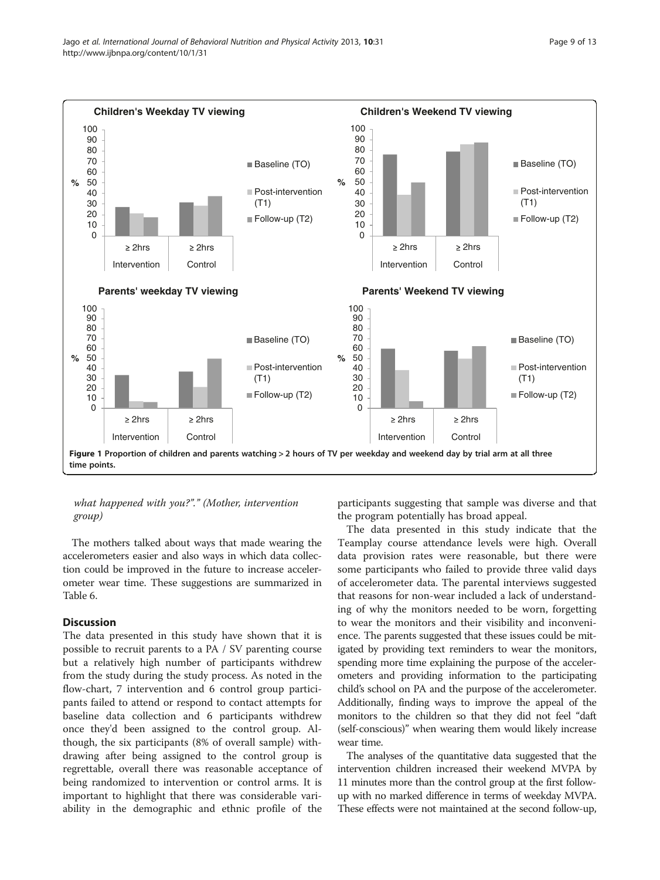Children's Weekday TV viewing

100
90
80
70
60
%
50
40
30
20
10
0

≥ 2hrs
Intervention
≥ 2hrs
Control

Baseline (TO)
Post-intervention (T1)
Follow-up (T2)

Children's Weekend TV viewing

100
90
80
70
60
%
50
40
30
20
10
0

≥ 2hrs
Intervention
≥ 2hrs
Control

Baseline (TO)
Post-intervention (T1)
Follow-up (T2)

Parents' weekday TV viewing

100
90
80
70
60
%
50
40
30
20
10
0

≥ 2hrs
Intervention
≥ 2hrs
Control

Baseline (TO)
Post-intervention (T1)
Follow-up (T2)

Parents' Weekend TV viewing

100
90
80
70
60
%
50
40
30
20
10
0

≥ 2hrs
Intervention
≥ 2hrs
Control

Baseline (TO)
Post-intervention (T1)
Follow-up (T2)

**Figure 1 Proportion of children and parents watching > 2 hours of TV per weekday and weekend day by trial arm at all three time points.**

*what happened with you?".*" *(Mother, intervention group)*

The mothers talked about ways that made wearing the accelerometers easier and also ways in which data collection could be improved in the future to increase accelerometer wear time. These suggestions are summarized in Table 6.

## Discussion

The data presented in this study have shown that it is possible to recruit parents to a PA / SV parenting course but a relatively high number of participants withdrew from the study during the study process. As noted in the flow-chart, 7 intervention and 6 control group participants failed to attend or respond to contact attempts for baseline data collection and 6 participants withdrew once they'd been assigned to the control group. Although, the six participants (8% of overall sample) withdrawing after being assigned to the control group is regrettable, overall there was reasonable acceptance of being randomized to intervention or control arms. It is important to highlight that there was considerable variability in the demographic and ethnic profile of the participants suggesting that sample was diverse and that the program potentially has broad appeal.

The data presented in this study indicate that the Teamplay course attendance levels were high. Overall data provision rates were reasonable, but there were some participants who failed to provide three valid days of accelerometer data. The parental interviews suggested that reasons for non-wear included a lack of understanding of why the monitors needed to be worn, forgetting to wear the monitors and their visibility and inconvenience. The parents suggested that these issues could be mitigated by providing text reminders to wear the monitors, spending more time explaining the purpose of the accelerometers and providing information to the participating child's school on PA and the purpose of the accelerometer. Additionally, finding ways to improve the appeal of the monitors to the children so that they did not feel "daft (self-conscious)" when wearing them would likely increase wear time.

The analyses of the quantitative data suggested that the intervention children increased their weekend MVPA by 11 minutes more than the control group at the first follow-up with no marked difference in terms of weekday MVPA. These effects were not maintained at the second follow-up,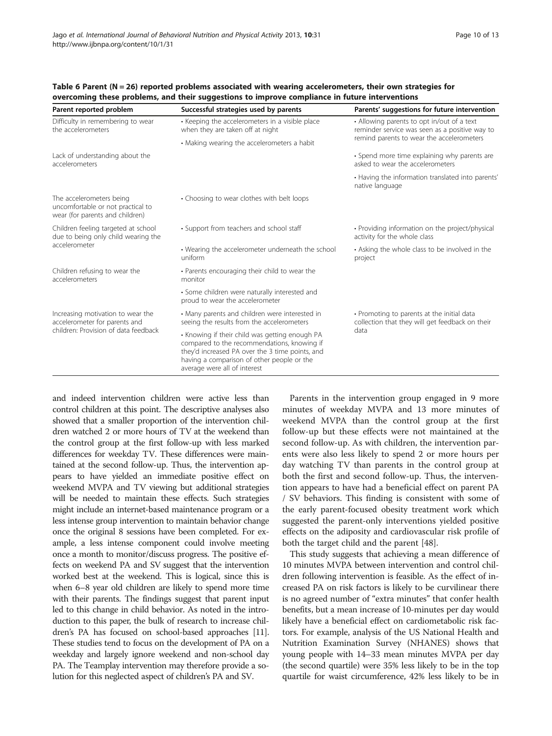**Table 6 Parent (N = 26) reported problems associated with wearing accelerometers, their own strategies for overcoming these problems, and their suggestions to improve compliance in future interventions**

| Parent reported problem | Successful strategies used by parents | Parents' suggestions for future intervention |
|---|---|---|
| Difficulty in remembering to wear the accelerometers | • Keeping the accelerometers in a visible place when they are taken off at night | • Allowing parents to opt in/out of a text reminder service was seen as a positive way to remind parents to wear the accelerometers |
| | • Making wearing the accelerometers a habit | |
| Lack of understanding about the accelerometers | | • Spend more time explaining why parents are asked to wear the accelerometers |
| | | • Having the information translated into parents' native language |
| The accelerometers being uncomfortable or not practical to wear (for parents and children) | • Choosing to wear clothes with belt loops | |
| Children feeling targeted at school due to being only child wearing the accelerometer | • Support from teachers and school staff | • Providing information on the project/physical activity for the whole class |
| | • Wearing the accelerometer underneath the school uniform | • Asking the whole class to be involved in the project |
| Children refusing to wear the accelerometers | • Parents encouraging their child to wear the monitor | |
| | • Some children were naturally interested and proud to wear the accelerometer | |
| Increasing motivation to wear the accelerometer for parents and children: Provision of data feedback | • Many parents and children were interested in seeing the results from the accelerometers | • Promoting to parents at the initial data collection that they will get feedback on their data |
| | • Knowing if their child was getting enough PA compared to the recommendations, knowing if they'd increased PA over the 3 time points, and having a comparison of other people or the average were all of interest | |

and indeed intervention children were active less than control children at this point. The descriptive analyses also showed that a smaller proportion of the intervention children watched 2 or more hours of TV at the weekend than the control group at the first follow-up with less marked differences for weekday TV. These differences were maintained at the second follow-up. Thus, the intervention appears to have yielded an immediate positive effect on weekend MVPA and TV viewing but additional strategies will be needed to maintain these effects. Such strategies might include an internet-based maintenance program or a less intense group intervention to maintain behavior change once the original 8 sessions have been completed. For example, a less intense component could involve meeting once a month to monitor/discuss progress. The positive effects on weekend PA and SV suggest that the intervention worked best at the weekend. This is logical, since this is when 6–8 year old children are likely to spend more time with their parents. The findings suggest that parent input led to this change in child behavior. As noted in the introduction to this paper, the bulk of research to increase children's PA has focused on school-based approaches [11]. These studies tend to focus on the development of PA on a weekday and largely ignore weekend and non-school day PA. The Teamplay intervention may therefore provide a solution for this neglected aspect of children's PA and SV.

Parents in the intervention group engaged in 9 more minutes of weekday MVPA and 13 more minutes of weekend MVPA than the control group at the first follow-up but these effects were not maintained at the second follow-up. As with children, the intervention parents were also less likely to spend 2 or more hours per day watching TV than parents in the control group at both the first and second follow-up. Thus, the intervention appears to have had a beneficial effect on parent PA / SV behaviors. This finding is consistent with some of the early parent-focused obesity treatment work which suggested the parent-only interventions yielded positive effects on the adiposity and cardiovascular risk profile of both the target child and the parent [48].

This study suggests that achieving a mean difference of 10 minutes MVPA between intervention and control children following intervention is feasible. As the effect of increased PA on risk factors is likely to be curvilinear there is no agreed number of "extra minutes" that confer health benefits, but a mean increase of 10-minutes per day would likely have a beneficial effect on cardiometabolic risk factors. For example, analysis of the US National Health and Nutrition Examination Survey (NHANES) shows that young people with 14–33 mean minutes MVPA per day (the second quartile) were 35% less likely to be in the top quartile for waist circumference, 42% less likely to be in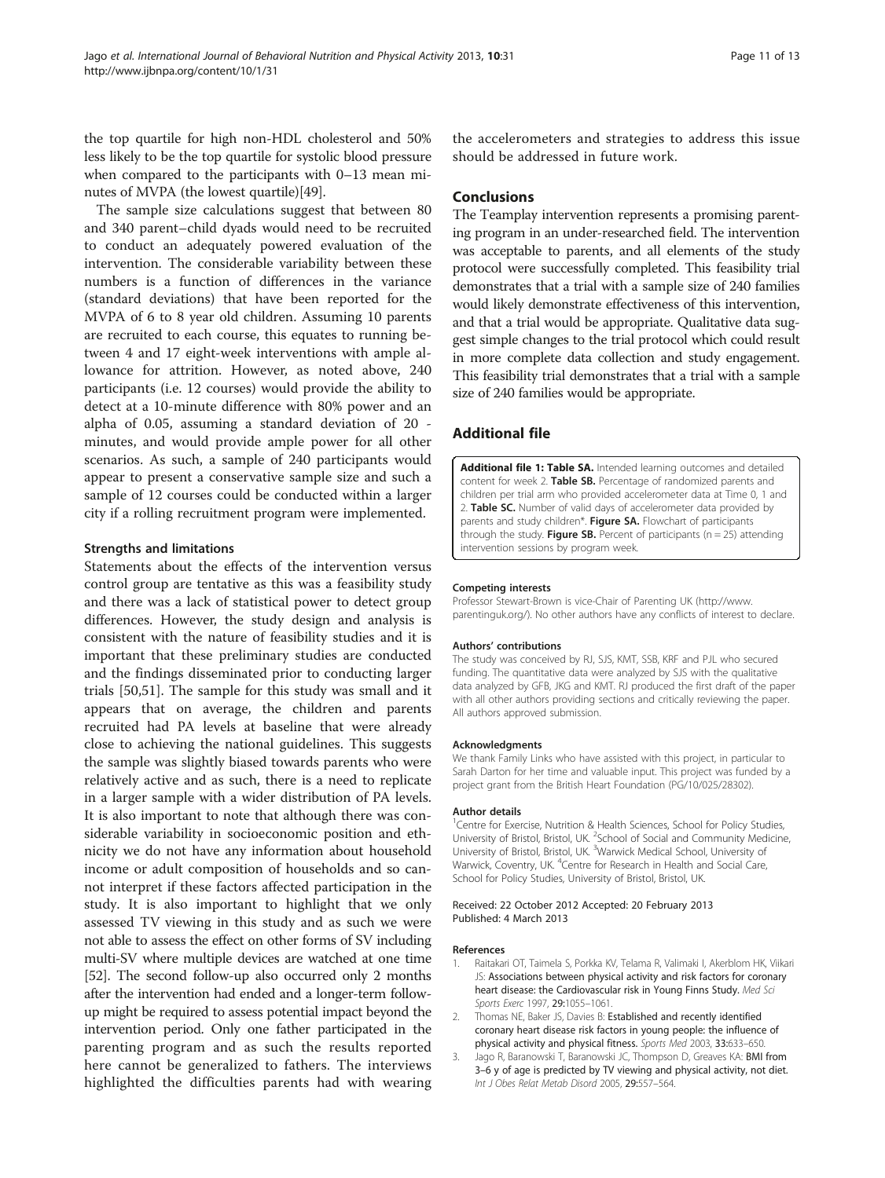the top quartile for high non-HDL cholesterol and 50% less likely to be the top quartile for systolic blood pressure when compared to the participants with 0–13 mean minutes of MVPA (the lowest quartile)[49].

The sample size calculations suggest that between 80 and 340 parent–child dyads would need to be recruited to conduct an adequately powered evaluation of the intervention. The considerable variability between these numbers is a function of differences in the variance (standard deviations) that have been reported for the MVPA of 6 to 8 year old children. Assuming 10 parents are recruited to each course, this equates to running between 4 and 17 eight-week interventions with ample allowance for attrition. However, as noted above, 240 participants (i.e. 12 courses) would provide the ability to detect at a 10-minute difference with 80% power and an alpha of 0.05, assuming a standard deviation of 20 - minutes, and would provide ample power for all other scenarios. As such, a sample of 240 participants would appear to present a conservative sample size and such a sample of 12 courses could be conducted within a larger city if a rolling recruitment program were implemented.

### Strengths and limitations

Statements about the effects of the intervention versus control group are tentative as this was a feasibility study and there was a lack of statistical power to detect group differences. However, the study design and analysis is consistent with the nature of feasibility studies and it is important that these preliminary studies are conducted and the findings disseminated prior to conducting larger trials [50,51]. The sample for this study was small and it appears that on average, the children and parents recruited had PA levels at baseline that were already close to achieving the national guidelines. This suggests the sample was slightly biased towards parents who were relatively active and as such, there is a need to replicate in a larger sample with a wider distribution of PA levels. It is also important to note that although there was considerable variability in socioeconomic position and ethnicity we do not have any information about household income or adult composition of households and so cannot interpret if these factors affected participation in the study. It is also important to highlight that we only assessed TV viewing in this study and as such we were not able to assess the effect on other forms of SV including multi-SV where multiple devices are watched at one time [52]. The second follow-up also occurred only 2 months after the intervention had ended and a longer-term follow-up might be required to assess potential impact beyond the intervention period. Only one father participated in the parenting program and as such the results reported here cannot be generalized to fathers. The interviews highlighted the difficulties parents had with wearing the accelerometers and strategies to address this issue should be addressed in future work.

## Conclusions

The Teamplay intervention represents a promising parenting program in an under-researched field. The intervention was acceptable to parents, and all elements of the study protocol were successfully completed. This feasibility trial demonstrates that a trial with a sample size of 240 families would likely demonstrate effectiveness of this intervention, and that a trial would be appropriate. Qualitative data suggest simple changes to the trial protocol which could result in more complete data collection and study engagement. This feasibility trial demonstrates that a trial with a sample size of 240 families would be appropriate.

## Additional file

**Additional file 1: Table SA.** Intended learning outcomes and detailed content for week 2. **Table SB.** Percentage of randomized parents and children per trial arm who provided accelerometer data at Time 0, 1 and 2. **Table SC.** Number of valid days of accelerometer data provided by parents and study children*. **Figure SA.** Flowchart of participants through the study. **Figure SB.** Percent of participants (n = 25) attending intervention sessions by program week.

#### Competing interests

Professor Stewart-Brown is vice-Chair of Parenting UK (http://www.parentinguk.org/). No other authors have any conflicts of interest to declare.

#### Authors' contributions

The study was conceived by RJ, SJS, KMT, SSB, KRF and PJL who secured funding. The quantitative data were analyzed by SJS with the qualitative data analyzed by GFB, JKG and KMT. RJ produced the first draft of the paper with all other authors providing sections and critically reviewing the paper. All authors approved submission.

#### Acknowledgments

We thank Family Links who have assisted with this project, in particular to Sarah Darton for her time and valuable input. This project was funded by a project grant from the British Heart Foundation (PG/10/025/28302).

#### Author details

[1]Centre for Exercise, Nutrition & Health Sciences, School for Policy Studies, University of Bristol, Bristol, UK. [2]School of Social and Community Medicine, University of Bristol, Bristol, UK. [3]Warwick Medical School, University of Warwick, Coventry, UK. [4]Centre for Research in Health and Social Care, School for Policy Studies, University of Bristol, Bristol, UK.

Received: 22 October 2012 Accepted: 20 February 2013
Published: 4 March 2013

#### References

1. Raitakari OT, Taimela S, Porkka KV, Telama R, Valimaki I, Akerblom HK, Viikari JS: **Associations between physical activity and risk factors for coronary heart disease: the Cardiovascular risk in Young Finns Study.** *Med Sci Sports Exerc* 1997, **29:**1055–1061.
2. Thomas NE, Baker JS, Davies B: **Established and recently identified coronary heart disease risk factors in young people: the influence of physical activity and physical fitness.** *Sports Med* 2003, **33:**633–650.
3. Jago R, Baranowski T, Baranowski JC, Thompson D, Greaves KA: **BMI from 3–6 y of age is predicted by TV viewing and physical activity, not diet.** *Int J Obes Relat Metab Disord* 2005, **29:**557–564.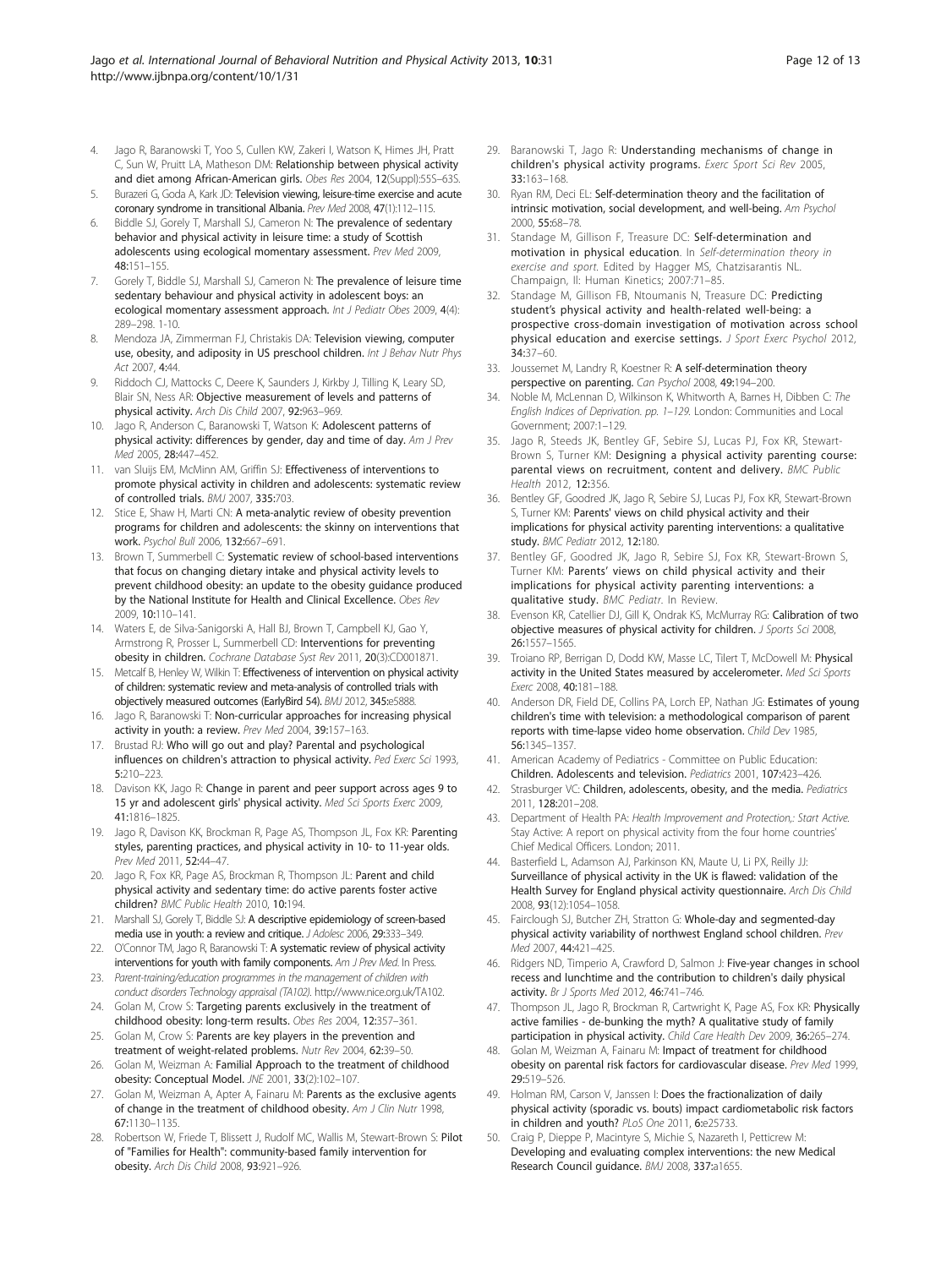4. Jago R, Baranowski T, Yoo S, Cullen KW, Zakeri I, Watson K, Himes JH, Pratt C, Sun W, Pruitt LA, Matheson DM: **Relationship between physical activity and diet among African-American girls.** *Obes Res* 2004, **12**(Suppl):55S–63S.
5. Burazeri G, Goda A, Kark JD: **Television viewing, leisure-time exercise and acute coronary syndrome in transitional Albania.** *Prev Med* 2008, **47**(1):112–115.
6. Biddle SJ, Gorely T, Marshall SJ, Cameron N: **The prevalence of sedentary behavior and physical activity in leisure time: a study of Scottish adolescents using ecological momentary assessment.** *Prev Med* 2009, **48**:151–155.
7. Gorely T, Biddle SJ, Marshall SJ, Cameron N: **The prevalence of leisure time sedentary behaviour and physical activity in adolescent boys: an ecological momentary assessment approach.** *Int J Pediatr Obes* 2009, **4**(4): 289–298. 1-10.
8. Mendoza JA, Zimmerman FJ, Christakis DA: **Television viewing, computer use, obesity, and adiposity in US preschool children.** *Int J Behav Nutr Phys Act* 2007, **4**:44.
9. Riddoch CJ, Mattocks C, Deere K, Saunders J, Kirkby J, Tilling K, Leary SD, Blair SN, Ness AR: **Objective measurement of levels and patterns of physical activity.** *Arch Dis Child* 2007, **92**:963–969.
10. Jago R, Anderson C, Baranowski T, Watson K: **Adolescent patterns of physical activity: differences by gender, day and time of day.** *Am J Prev Med* 2005, **28**:447–452.
11. van Sluijs EM, McMinn AM, Griffin SJ: **Effectiveness of interventions to promote physical activity in children and adolescents: systematic review of controlled trials.** *BMJ* 2007, **335**:703.
12. Stice E, Shaw H, Marti CN: **A meta-analytic review of obesity prevention programs for children and adolescents: the skinny on interventions that work.** *Psychol Bull* 2006, **132**:667–691.
13. Brown T, Summerbell C: **Systematic review of school-based interventions that focus on changing dietary intake and physical activity levels to prevent childhood obesity: an update to the obesity guidance produced by the National Institute for Health and Clinical Excellence.** *Obes Rev* 2009, **10**:110–141.
14. Waters E, de Silva-Sanigorski A, Hall BJ, Brown T, Campbell KJ, Gao Y, Armstrong R, Prosser L, Summerbell CD: **Interventions for preventing obesity in children.** *Cochrane Database Syst Rev* 2011, **20**(3):CD001871.
15. Metcalf B, Henley W, Wilkin T: **Effectiveness of intervention on physical activity of children: systematic review and meta-analysis of controlled trials with objectively measured outcomes (EarlyBird 54).** *BMJ* 2012, **345**:e5888.
16. Jago R, Baranowski T: **Non-curricular approaches for increasing physical activity in youth: a review.** *Prev Med* 2004, **39**:157–163.
17. Brustad RJ: **Who will go out and play? Parental and psychological influences on children's attraction to physical activity.** *Ped Exerc Sci* 1993, **5**:210–223.
18. Davison KK, Jago R: **Change in parent and peer support across ages 9 to 15 yr and adolescent girls' physical activity.** *Med Sci Sports Exerc* 2009, **41**:1816–1825.
19. Jago R, Davison KK, Brockman R, Page AS, Thompson JL, Fox KR: **Parenting styles, parenting practices, and physical activity in 10- to 11-year olds.** *Prev Med* 2011, **52**:44–47.
20. Jago R, Fox KR, Page AS, Brockman R, Thompson JL: **Parent and child physical activity and sedentary time: do active parents foster active children?** *BMC Public Health* 2010, **10**:194.
21. Marshall SJ, Gorely T, Biddle SJ: **A descriptive epidemiology of screen-based media use in youth: a review and critique.** *J Adolesc* 2006, **29**:333–349.
22. O'Connor TM, Jago R, Baranowski T: **A systematic review of physical activity interventions for youth with family components.** *Am J Prev Med*. In Press.
23. *Parent-training/education programmes in the management of children with conduct disorders Technology appraisal (TA102)*. http://www.nice.org.uk/TA102.
24. Golan M, Crow S: **Targeting parents exclusively in the treatment of childhood obesity: long-term results.** *Obes Res* 2004, **12**:357–361.
25. Golan M, Crow S: **Parents are key players in the prevention and treatment of weight-related problems.** *Nutr Rev* 2004, **62**:39–50.
26. Golan M, Weizman A: **Familial Approach to the treatment of childhood obesity: Conceptual Model.** *JNE* 2001, **33**(2):102–107.
27. Golan M, Weizman A, Apter A, Fainaru M: **Parents as the exclusive agents of change in the treatment of childhood obesity.** *Am J Clin Nutr* 1998, **67**:1130–1135.
28. Robertson W, Friede T, Blissett J, Rudolf MC, Wallis M, Stewart-Brown S: **Pilot of "Families for Health": community-based family intervention for obesity.** *Arch Dis Child* 2008, **93**:921–926.
29. Baranowski T, Jago R: **Understanding mechanisms of change in children's physical activity programs.** *Exerc Sport Sci Rev* 2005, **33**:163–168.
30. Ryan RM, Deci EL: **Self-determination theory and the facilitation of intrinsic motivation, social development, and well-being.** *Am Psychol* 2000, **55**:68–78.
31. Standage M, Gillison F, Treasure DC: **Self-determination and motivation in physical education**. In *Self-determination theory in exercise and sport*. Edited by Hagger MS, Chatzisarantis NL. Champaign, Il: Human Kinetics; 2007:71–85.
32. Standage M, Gillison FB, Ntoumanis N, Treasure DC: **Predicting student's physical activity and health-related well-being: a prospective cross-domain investigation of motivation across school physical education and exercise settings.** *J Sport Exerc Psychol* 2012, **34**:37–60.
33. Joussemet M, Landry R, Koestner R: **A self-determination theory perspective on parenting.** *Can Psychol* 2008, **49**:194–200.
34. Noble M, McLennan D, Wilkinson K, Whitworth A, Barnes H, Dibben C: *The English Indices of Deprivation. pp. 1–129.* London: Communities and Local Government; 2007:1–129.
35. Jago R, Steeds JK, Bentley GF, Sebire SJ, Lucas PJ, Fox KR, Stewart-Brown S, Turner KM: **Designing a physical activity parenting course: parental views on recruitment, content and delivery.** *BMC Public Health* 2012, **12**:356.
36. Bentley GF, Goodred JK, Jago R, Sebire SJ, Lucas PJ, Fox KR, Stewart-Brown S, Turner KM: **Parents' views on child physical activity and their implications for physical activity parenting interventions: a qualitative study.** *BMC Pediatr* 2012, **12**:180.
37. Bentley GF, Goodred JK, Jago R, Sebire SJ, Fox KR, Stewart-Brown S, Turner KM: **Parents' views on child physical activity and their implications for physical activity parenting interventions: a qualitative study.** *BMC Pediatr*. In Review.
38. Evenson KR, Catellier DJ, Gill K, Ondrak KS, McMurray RG: **Calibration of two objective measures of physical activity for children.** *J Sports Sci* 2008, **26**:1557–1565.
39. Troiano RP, Berrigan D, Dodd KW, Masse LC, Tilert T, McDowell M: **Physical activity in the United States measured by accelerometer.** *Med Sci Sports Exerc* 2008, **40**:181–188.
40. Anderson DR, Field DE, Collins PA, Lorch EP, Nathan JG: **Estimates of young children's time with television: a methodological comparison of parent reports with time-lapse video home observation.** *Child Dev* 1985, **56**:1345–1357.
41. American Academy of Pediatrics - Committee on Public Education: **Children. Adolescents and television.** *Pediatrics* 2001, **107**:423–426.
42. Strasburger VC: **Children, adolescents, obesity, and the media.** *Pediatrics* 2011, **128**:201–208.
43. Department of Health PA: *Health Improvement and Protection,: Start Active. Stay Active: A report on physical activity from the four home countries' Chief Medical Officers.* London; 2011.
44. Basterfield L, Adamson AJ, Parkinson KN, Maute U, Li PX, Reilly JJ: **Surveillance of physical activity in the UK is flawed: validation of the Health Survey for England physical activity questionnaire.** *Arch Dis Child* 2008, **93**(12):1054–1058.
45. Fairclough SJ, Butcher ZH, Stratton G: **Whole-day and segmented-day physical activity variability of northwest England school children.** *Prev Med* 2007, **44**:421–425.
46. Ridgers ND, Timperio A, Crawford D, Salmon J: **Five-year changes in school recess and lunchtime and the contribution to children's daily physical activity.** *Br J Sports Med* 2012, **46**:741–746.
47. Thompson JL, Jago R, Brockman R, Cartwright K, Page AS, Fox KR: **Physically active families - de-bunking the myth? A qualitative study of family participation in physical activity.** *Child Care Health Dev* 2009, **36**:265–274.
48. Golan M, Weizman A, Fainaru M: **Impact of treatment for childhood obesity on parental risk factors for cardiovascular disease.** *Prev Med* 1999, **29**:519–526.
49. Holman RM, Carson V, Janssen I: **Does the fractionalization of daily physical activity (sporadic vs. bouts) impact cardiometabolic risk factors in children and youth?** *PLoS One* 2011, **6**:e25733.
50. Craig P, Dieppe P, Macintyre S, Michie S, Nazareth I, Petticrew M: **Developing and evaluating complex interventions: the new Medical Research Council guidance.** *BMJ* 2008, **337**:a1655.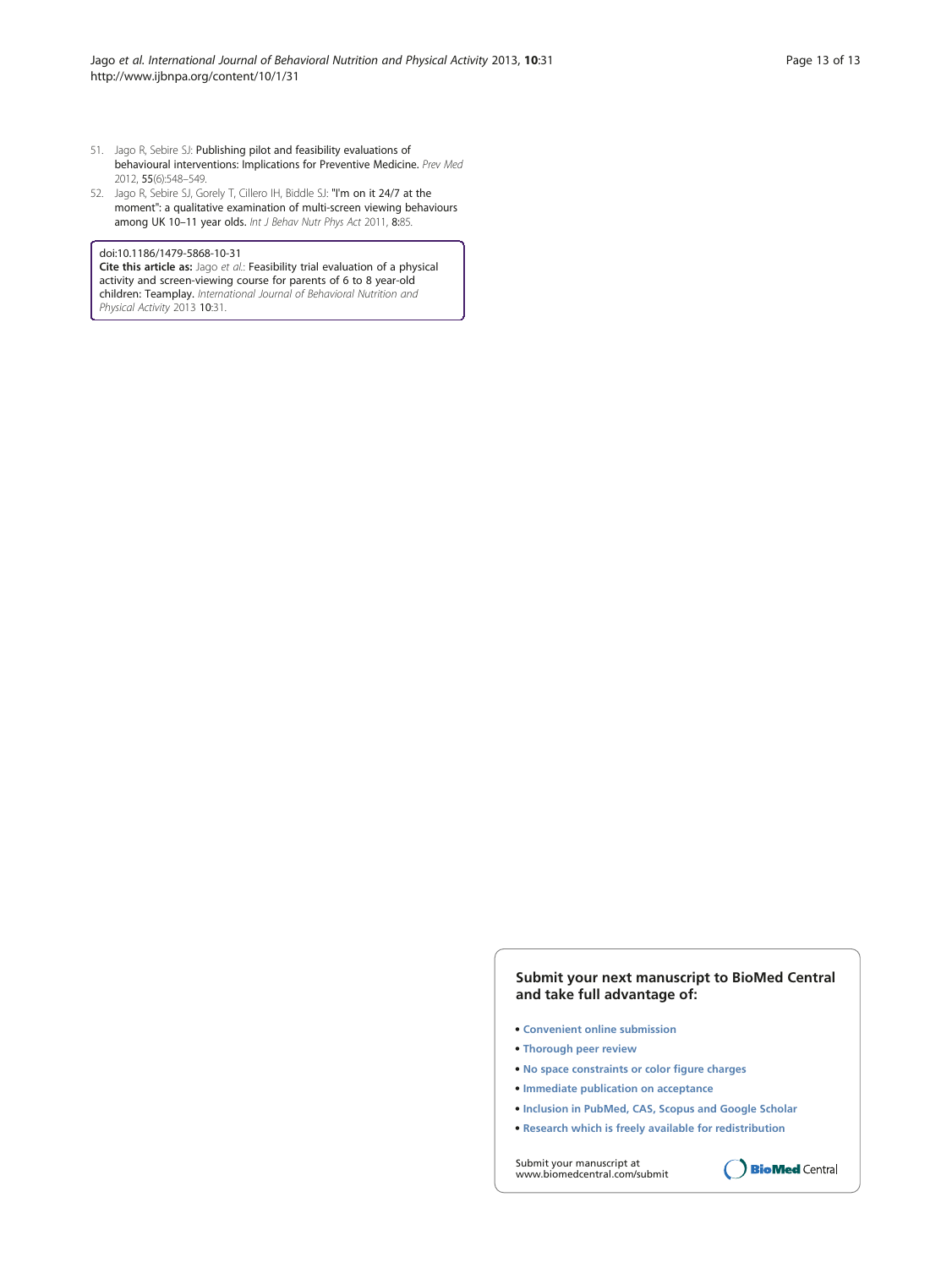51. Jago R, Sebire SJ: **Publishing pilot and feasibility evaluations of behavioural interventions: Implications for Preventive Medicine.** *Prev Med* 2012, **55**(6):548–549.
52. Jago R, Sebire SJ, Gorely T, Cillero IH, Biddle SJ: **"I'm on it 24/7 at the moment": a qualitative examination of multi-screen viewing behaviours among UK 10–11 year olds.** *Int J Behav Nutr Phys Act* 2011, **8**:85.

doi:10.1186/1479-5868-10-31
**Cite this article as:** Jago *et al.*: Feasibility trial evaluation of a physical activity and screen-viewing course for parents of 6 to 8 year-old children: Teamplay. *International Journal of Behavioral Nutrition and Physical Activity* 2013 **10**:31.

**Submit your next manuscript to BioMed Central and take full advantage of:**

- **Convenient online submission**
- **Thorough peer review**
- **No space constraints or color figure charges**
- **Immediate publication on acceptance**
- **Inclusion in PubMed, CAS, Scopus and Google Scholar**
- **Research which is freely available for redistribution**

Submit your manuscript at
www.biomedcentral.com/submit

BioMed Central